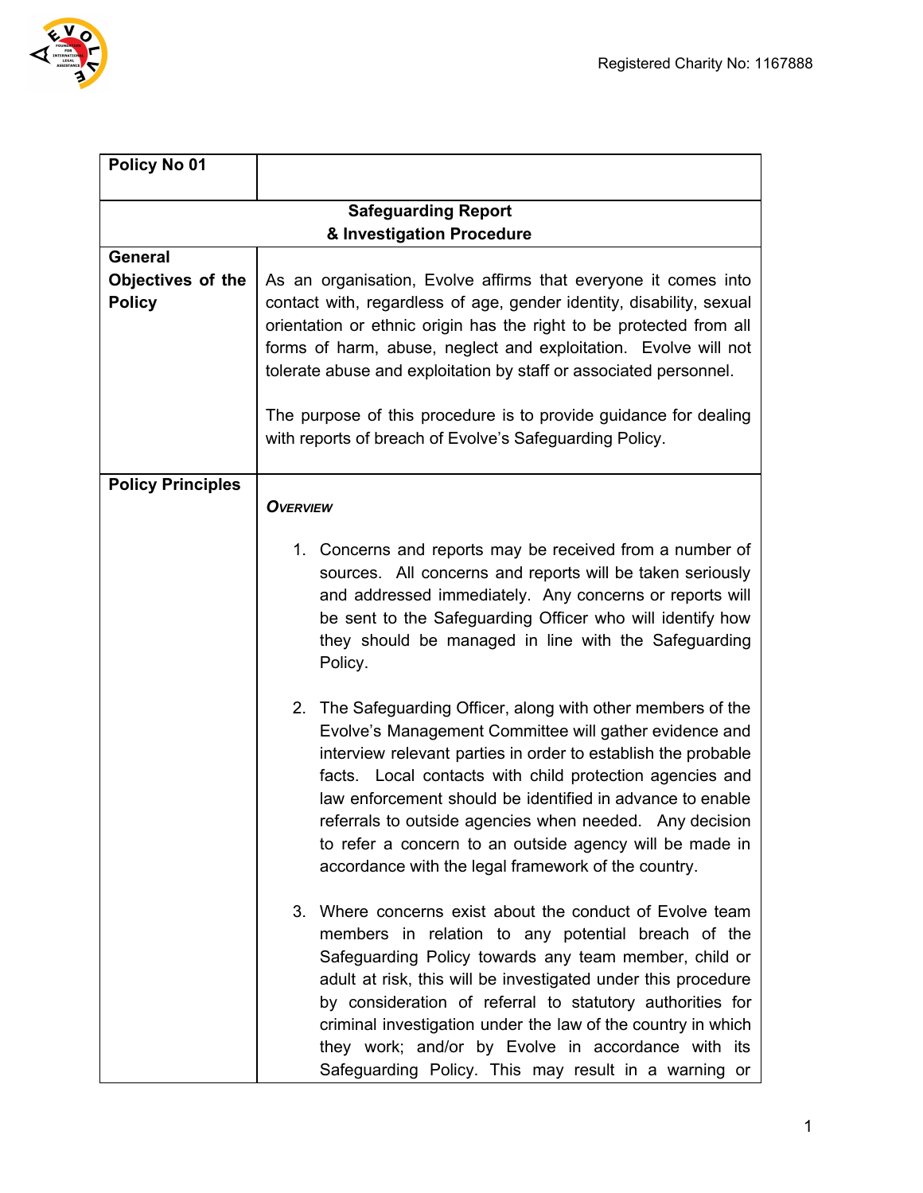Registered Charity No: 1167888

| Policy No 01 | |
|---|---|
| **Safeguarding Report & Investigation Procedure** | |
| **General Objectives of the Policy** | As an organisation, Evolve affirms that everyone it comes into contact with, regardless of age, gender identity, disability, sexual orientation or ethnic origin has the right to be protected from all forms of harm, abuse, neglect and exploitation. Evolve will not tolerate abuse and exploitation by staff or associated personnel.<br><br>The purpose of this procedure is to provide guidance for dealing with reports of breach of Evolve's Safeguarding Policy. |
| **Policy Principles** | ***Overview***<br><br>1. Concerns and reports may be received from a number of sources. All concerns and reports will be taken seriously and addressed immediately. Any concerns or reports will be sent to the Safeguarding Officer who will identify how they should be managed in line with the Safeguarding Policy.<br><br>2. The Safeguarding Officer, along with other members of the Evolve's Management Committee will gather evidence and interview relevant parties in order to establish the probable facts. Local contacts with child protection agencies and law enforcement should be identified in advance to enable referrals to outside agencies when needed. Any decision to refer a concern to an outside agency will be made in accordance with the legal framework of the country.<br><br>3. Where concerns exist about the conduct of Evolve team members in relation to any potential breach of the Safeguarding Policy towards any team member, child or adult at risk, this will be investigated under this procedure by consideration of referral to statutory authorities for criminal investigation under the law of the country in which they work; and/or by Evolve in accordance with its Safeguarding Policy. This may result in a warning or |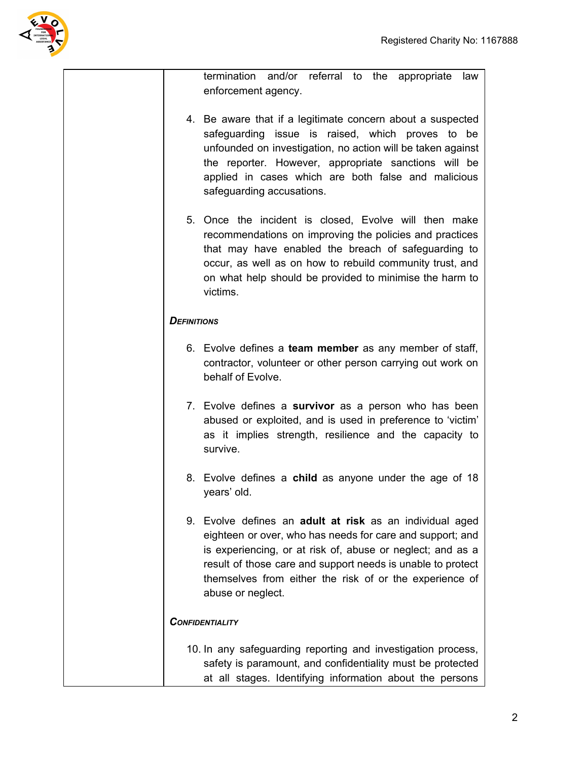termination and/or referral to the appropriate law enforcement agency.

4. Be aware that if a legitimate concern about a suspected safeguarding issue is raised, which proves to be unfounded on investigation, no action will be taken against the reporter. However, appropriate sanctions will be applied in cases which are both false and malicious safeguarding accusations.

5. Once the incident is closed, Evolve will then make recommendations on improving the policies and practices that may have enabled the breach of safeguarding to occur, as well as on how to rebuild community trust, and on what help should be provided to minimise the harm to victims.

***Definitions***

6. Evolve defines a **team member** as any member of staff, contractor, volunteer or other person carrying out work on behalf of Evolve.

7. Evolve defines a **survivor** as a person who has been abused or exploited, and is used in preference to 'victim' as it implies strength, resilience and the capacity to survive.

8. Evolve defines a **child** as anyone under the age of 18 years' old.

9. Evolve defines an **adult at risk** as an individual aged eighteen or over, who has needs for care and support; and is experiencing, or at risk of, abuse or neglect; and as a result of those care and support needs is unable to protect themselves from either the risk of or the experience of abuse or neglect.

***Confidentiality***

10. In any safeguarding reporting and investigation process, safety is paramount, and confidentiality must be protected at all stages. Identifying information about the persons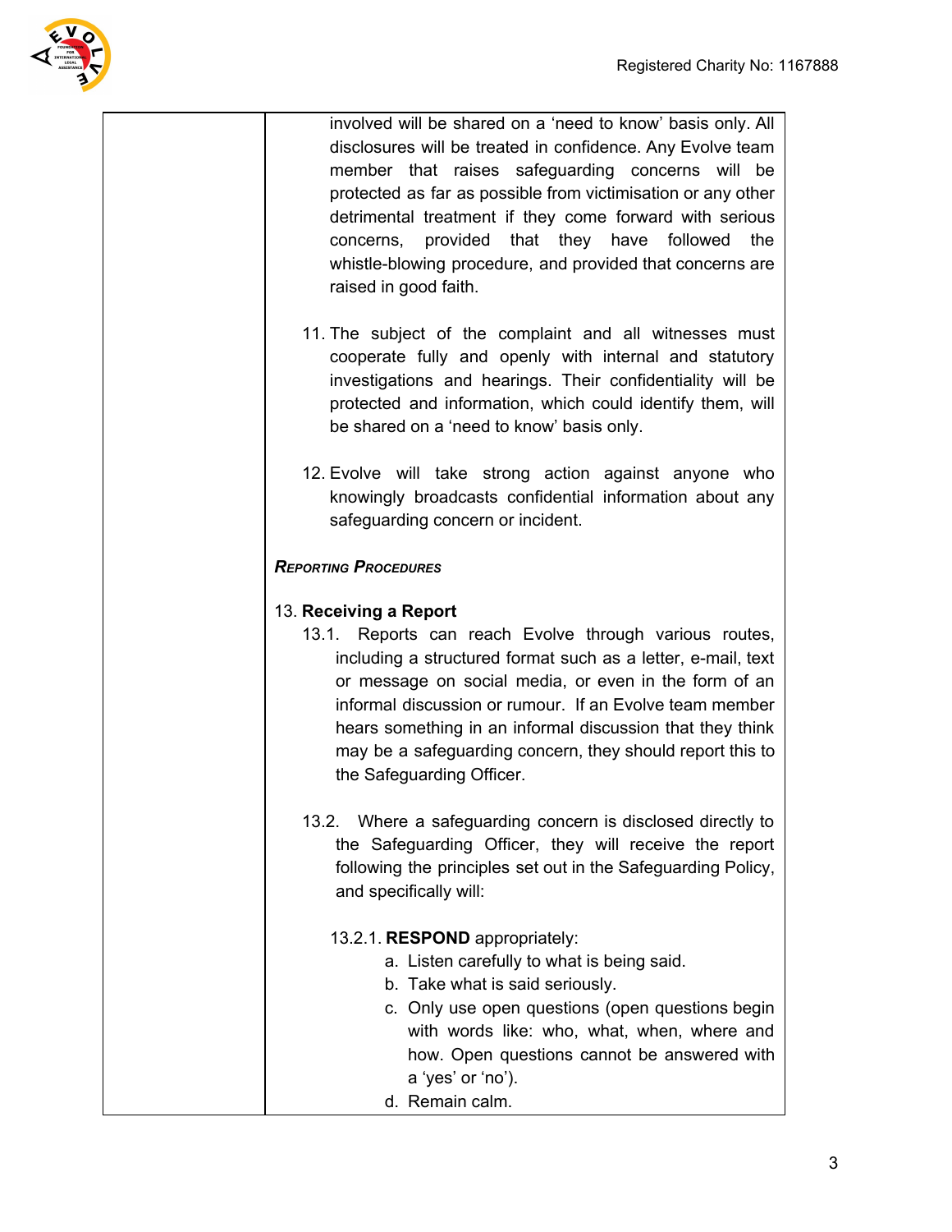involved will be shared on a 'need to know' basis only. All disclosures will be treated in confidence. Any Evolve team member that raises safeguarding concerns will be protected as far as possible from victimisation or any other detrimental treatment if they come forward with serious concerns, provided that they have followed the whistle-blowing procedure, and provided that concerns are raised in good faith.

11. The subject of the complaint and all witnesses must cooperate fully and openly with internal and statutory investigations and hearings. Their confidentiality will be protected and information, which could identify them, will be shared on a 'need to know' basis only.

12. Evolve will take strong action against anyone who knowingly broadcasts confidential information about any safeguarding concern or incident.

***Reporting Procedures***

13. **Receiving a Report**

13.1. Reports can reach Evolve through various routes, including a structured format such as a letter, e-mail, text or message on social media, or even in the form of an informal discussion or rumour. If an Evolve team member hears something in an informal discussion that they think may be a safeguarding concern, they should report this to the Safeguarding Officer.

13.2. Where a safeguarding concern is disclosed directly to the Safeguarding Officer, they will receive the report following the principles set out in the Safeguarding Policy, and specifically will:

13.2.1. **RESPOND** appropriately:

a. Listen carefully to what is being said.
b. Take what is said seriously.
c. Only use open questions (open questions begin with words like: who, what, when, where and how. Open questions cannot be answered with a 'yes' or 'no').
d. Remain calm.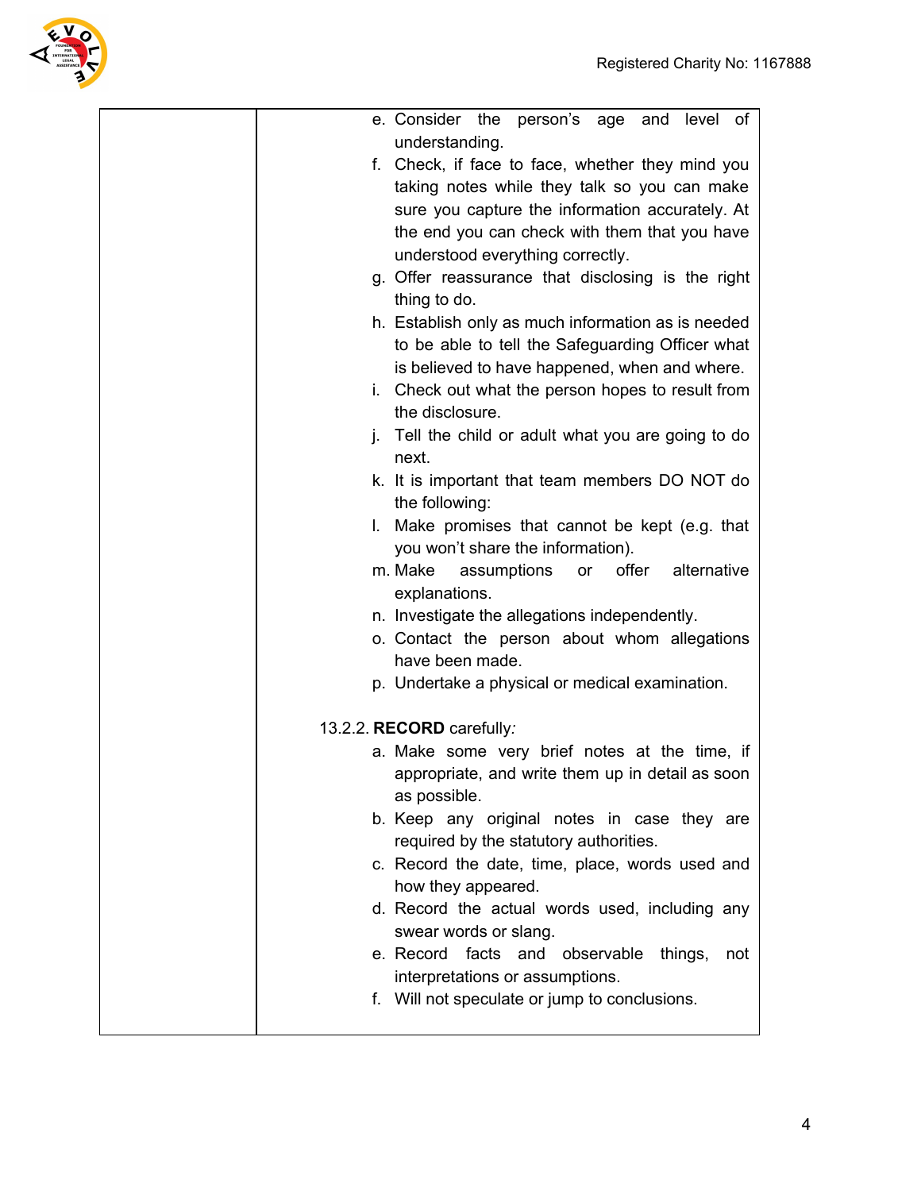| | e. Consider the person's age and level of understanding.<br>f. Check, if face to face, whether they mind you taking notes while they talk so you can make sure you capture the information accurately. At the end you can check with them that you have understood everything correctly.<br>g. Offer reassurance that disclosing is the right thing to do.<br>h. Establish only as much information as is needed to be able to tell the Safeguarding Officer what is believed to have happened, when and where.<br>i. Check out what the person hopes to result from the disclosure.<br>j. Tell the child or adult what you are going to do next.<br>k. It is important that team members DO NOT do the following:<br>l. Make promises that cannot be kept (e.g. that you won't share the information).<br>m. Make assumptions or offer alternative explanations.<br>n. Investigate the allegations independently.<br>o. Contact the person about whom allegations have been made.<br>p. Undertake a physical or medical examination.<br><br>13.2.2. **RECORD** carefully*:*<br>a. Make some very brief notes at the time, if appropriate, and write them up in detail as soon as possible.<br>b. Keep any original notes in case they are required by the statutory authorities.<br>c. Record the date, time, place, words used and how they appeared.<br>d. Record the actual words used, including any swear words or slang.<br>e. Record facts and observable things, not interpretations or assumptions.<br>f. Will not speculate or jump to conclusions. |
|---|---|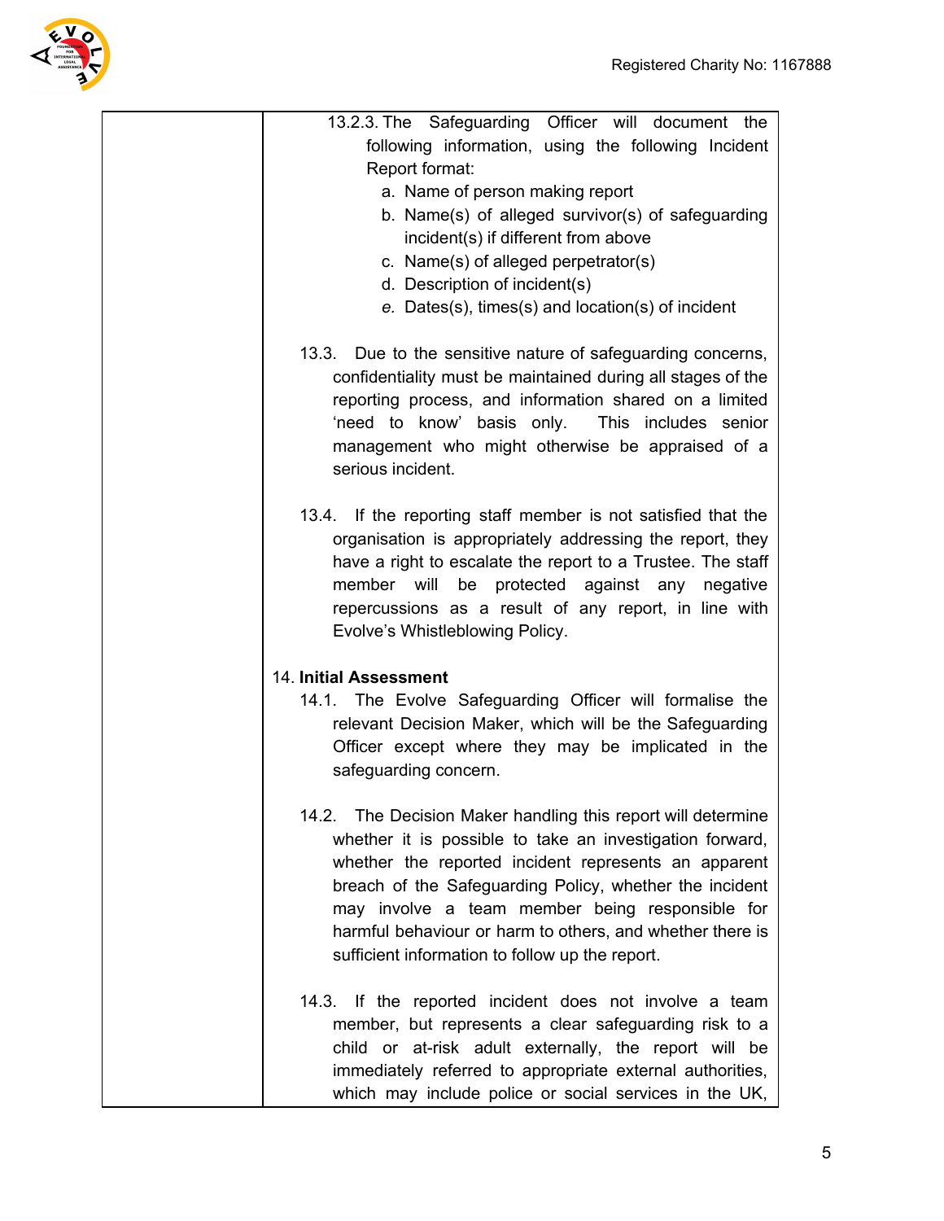13.2.3. The Safeguarding Officer will document the following information, using the following Incident Report format:

a. Name of person making report
b. Name(s) of alleged survivor(s) of safeguarding incident(s) if different from above
c. Name(s) of alleged perpetrator(s)
d. Description of incident(s)
e. Dates(s), times(s) and location(s) of incident

13.3. Due to the sensitive nature of safeguarding concerns, confidentiality must be maintained during all stages of the reporting process, and information shared on a limited 'need to know' basis only. This includes senior management who might otherwise be appraised of a serious incident.

13.4. If the reporting staff member is not satisfied that the organisation is appropriately addressing the report, they have a right to escalate the report to a Trustee. The staff member will be protected against any negative repercussions as a result of any report, in line with Evolve's Whistleblowing Policy.

14. **Initial Assessment**

14.1. The Evolve Safeguarding Officer will formalise the relevant Decision Maker, which will be the Safeguarding Officer except where they may be implicated in the safeguarding concern.

14.2. The Decision Maker handling this report will determine whether it is possible to take an investigation forward, whether the reported incident represents an apparent breach of the Safeguarding Policy, whether the incident may involve a team member being responsible for harmful behaviour or harm to others, and whether there is sufficient information to follow up the report.

14.3. If the reported incident does not involve a team member, but represents a clear safeguarding risk to a child or at-risk adult externally, the report will be immediately referred to appropriate external authorities, which may include police or social services in the UK,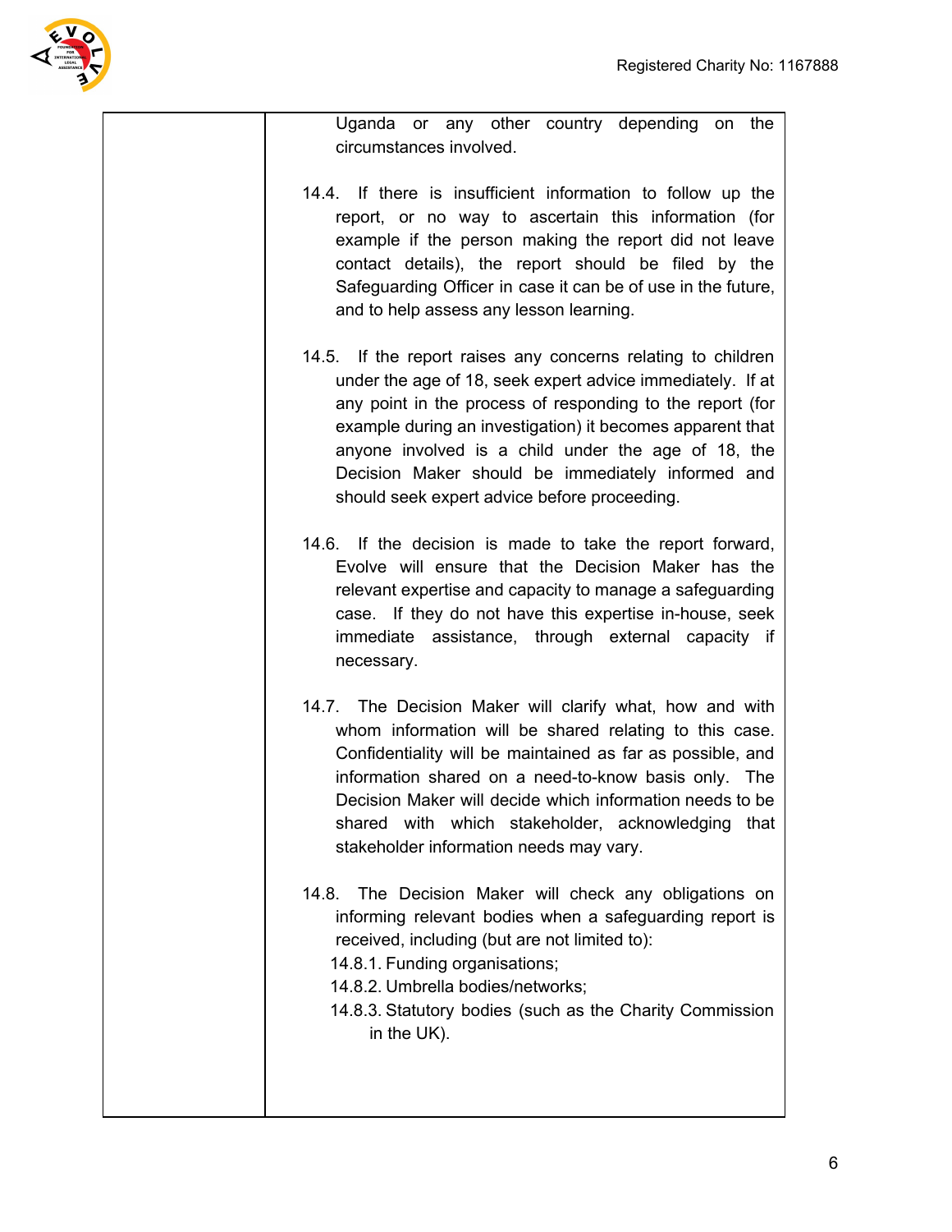| | Uganda or any other country depending on the circumstances involved.<br><br>14.4. If there is insufficient information to follow up the report, or no way to ascertain this information (for example if the person making the report did not leave contact details), the report should be filed by the Safeguarding Officer in case it can be of use in the future, and to help assess any lesson learning.<br><br>14.5. If the report raises any concerns relating to children under the age of 18, seek expert advice immediately. If at any point in the process of responding to the report (for example during an investigation) it becomes apparent that anyone involved is a child under the age of 18, the Decision Maker should be immediately informed and should seek expert advice before proceeding.<br><br>14.6. If the decision is made to take the report forward, Evolve will ensure that the Decision Maker has the relevant expertise and capacity to manage a safeguarding case. If they do not have this expertise in-house, seek immediate assistance, through external capacity if necessary.<br><br>14.7. The Decision Maker will clarify what, how and with whom information will be shared relating to this case. Confidentiality will be maintained as far as possible, and information shared on a need-to-know basis only. The Decision Maker will decide which information needs to be shared with which stakeholder, acknowledging that stakeholder information needs may vary.<br><br>14.8. The Decision Maker will check any obligations on informing relevant bodies when a safeguarding report is received, including (but are not limited to):<br>14.8.1. Funding organisations;<br>14.8.2. Umbrella bodies/networks;<br>14.8.3. Statutory bodies (such as the Charity Commission in the UK). |
|---|---|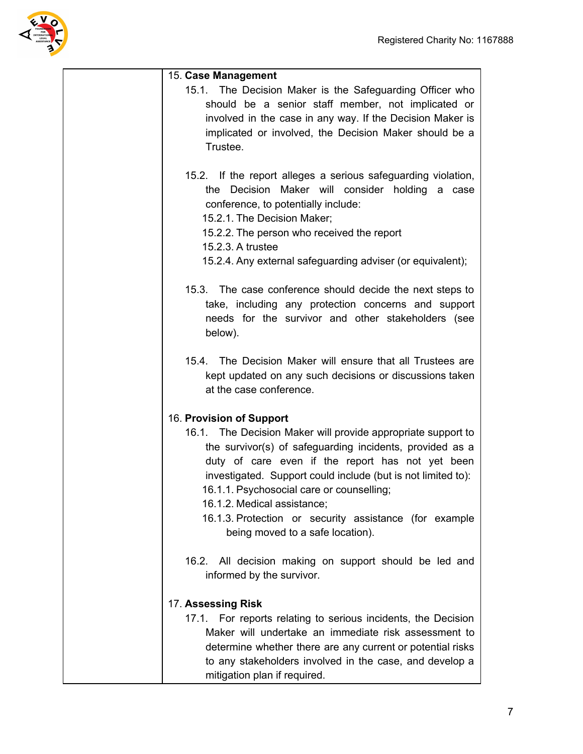15. **Case Management**

15.1. The Decision Maker is the Safeguarding Officer who should be a senior staff member, not implicated or involved in the case in any way. If the Decision Maker is implicated or involved, the Decision Maker should be a Trustee.

15.2. If the report alleges a serious safeguarding violation, the Decision Maker will consider holding a case conference, to potentially include:

15.2.1. The Decision Maker;
15.2.2. The person who received the report
15.2.3. A trustee
15.2.4. Any external safeguarding adviser (or equivalent);

15.3. The case conference should decide the next steps to take, including any protection concerns and support needs for the survivor and other stakeholders (see below).

15.4. The Decision Maker will ensure that all Trustees are kept updated on any such decisions or discussions taken at the case conference.

16. **Provision of Support**

16.1. The Decision Maker will provide appropriate support to the survivor(s) of safeguarding incidents, provided as a duty of care even if the report has not yet been investigated. Support could include (but is not limited to):

16.1.1. Psychosocial care or counselling;
16.1.2. Medical assistance;
16.1.3. Protection or security assistance (for example being moved to a safe location).

16.2. All decision making on support should be led and informed by the survivor.

17. **Assessing Risk**

17.1. For reports relating to serious incidents, the Decision Maker will undertake an immediate risk assessment to determine whether there are any current or potential risks to any stakeholders involved in the case, and develop a mitigation plan if required.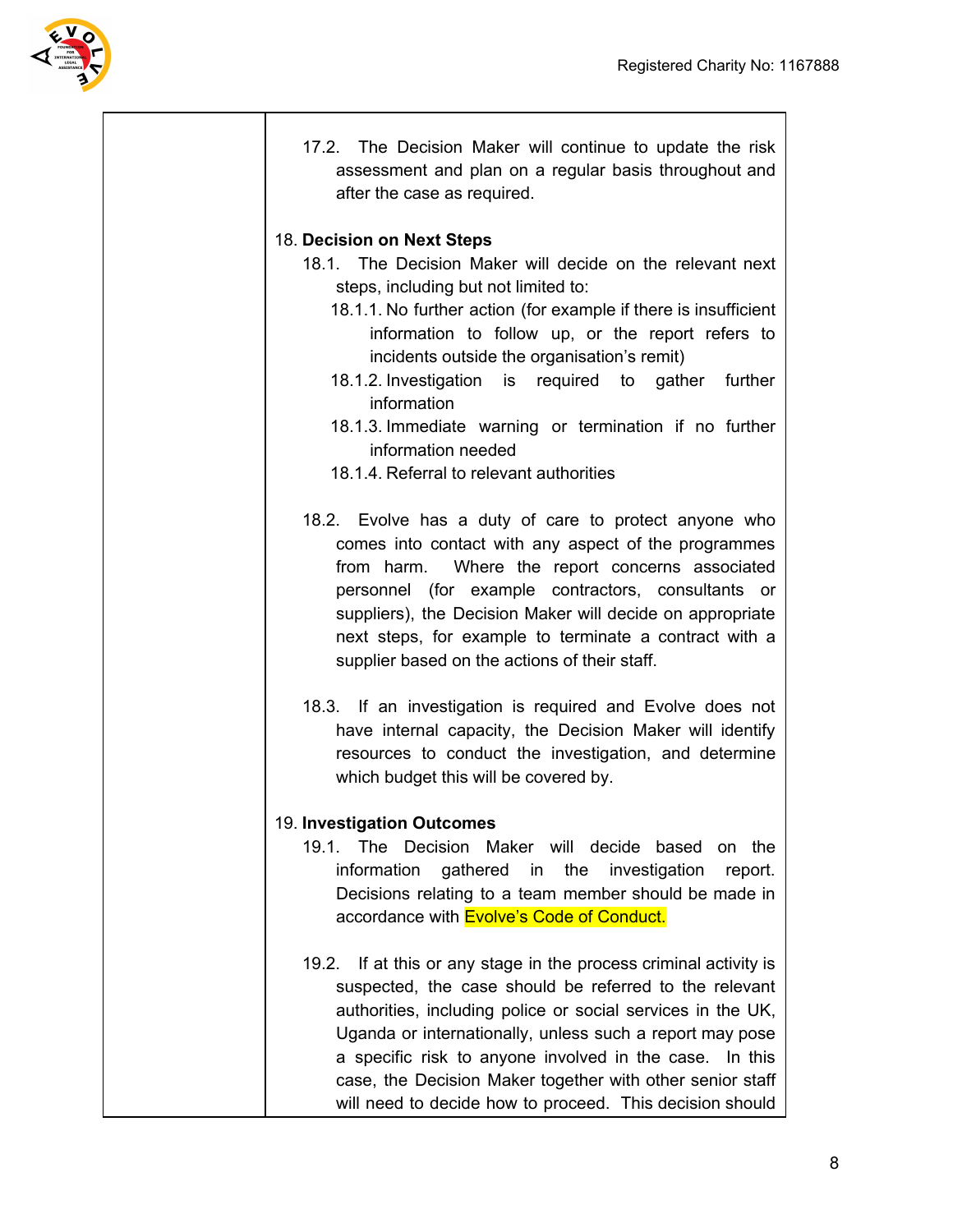17.2. The Decision Maker will continue to update the risk assessment and plan on a regular basis throughout and after the case as required.

18. **Decision on Next Steps**

18.1. The Decision Maker will decide on the relevant next steps, including but not limited to:

18.1.1. No further action (for example if there is insufficient information to follow up, or the report refers to incidents outside the organisation's remit)

18.1.2. Investigation is required to gather further information

18.1.3. Immediate warning or termination if no further information needed

18.1.4. Referral to relevant authorities

18.2. Evolve has a duty of care to protect anyone who comes into contact with any aspect of the programmes from harm. Where the report concerns associated personnel (for example contractors, consultants or suppliers), the Decision Maker will decide on appropriate next steps, for example to terminate a contract with a supplier based on the actions of their staff.

18.3. If an investigation is required and Evolve does not have internal capacity, the Decision Maker will identify resources to conduct the investigation, and determine which budget this will be covered by.

19. **Investigation Outcomes**

19.1. The Decision Maker will decide based on the information gathered in the investigation report. Decisions relating to a team member should be made in accordance with Evolve's Code of Conduct.

19.2. If at this or any stage in the process criminal activity is suspected, the case should be referred to the relevant authorities, including police or social services in the UK, Uganda or internationally, unless such a report may pose a specific risk to anyone involved in the case. In this case, the Decision Maker together with other senior staff will need to decide how to proceed. This decision should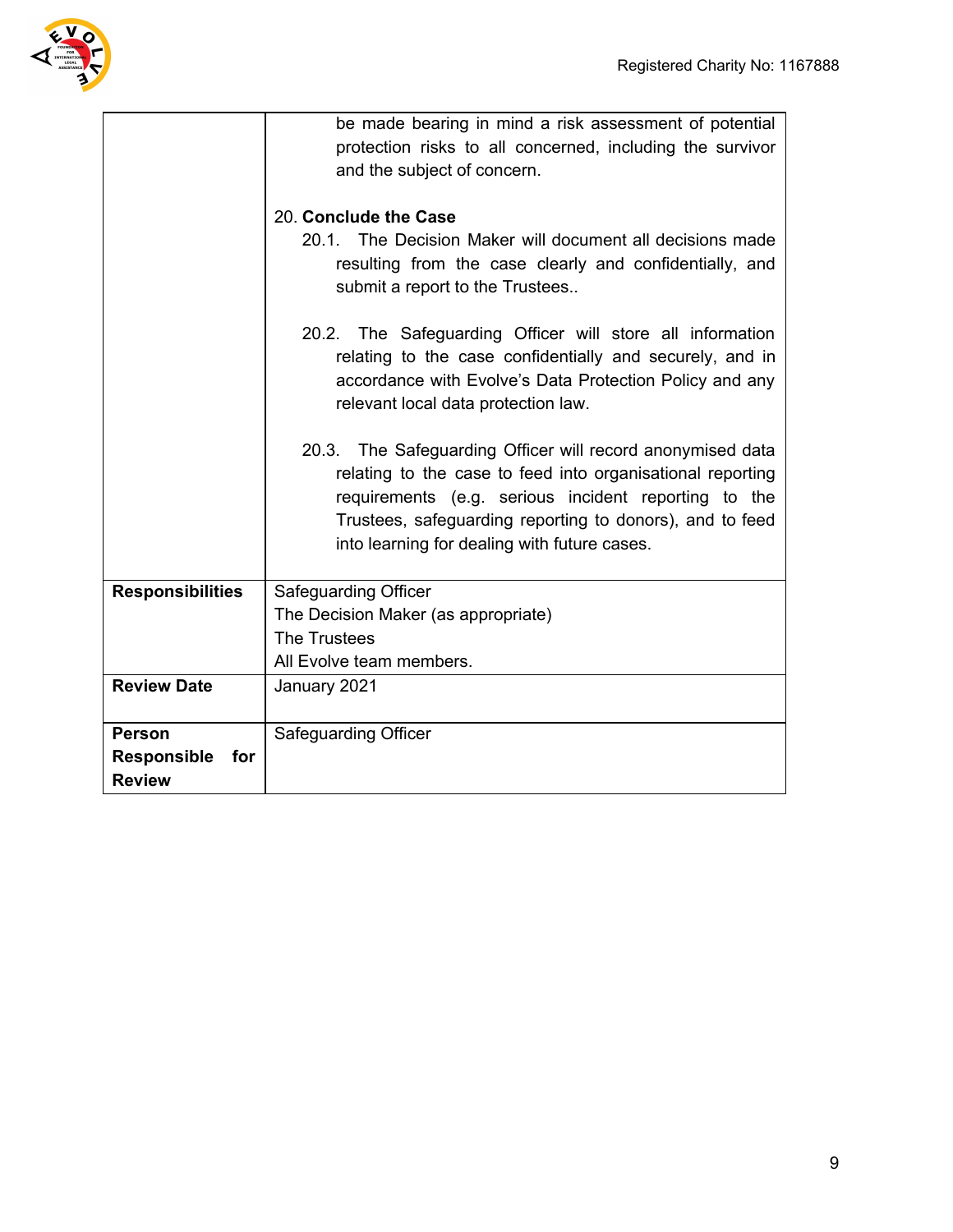| | |
|---|---|
| | be made bearing in mind a risk assessment of potential protection risks to all concerned, including the survivor and the subject of concern.<br><br>20. **Conclude the Case**<br>20.1. The Decision Maker will document all decisions made resulting from the case clearly and confidentially, and submit a report to the Trustees..<br><br>20.2. The Safeguarding Officer will store all information relating to the case confidentially and securely, and in accordance with Evolve's Data Protection Policy and any relevant local data protection law.<br><br>20.3. The Safeguarding Officer will record anonymised data relating to the case to feed into organisational reporting requirements (e.g. serious incident reporting to the Trustees, safeguarding reporting to donors), and to feed into learning for dealing with future cases. |
| **Responsibilities** | Safeguarding Officer<br>The Decision Maker (as appropriate)<br>The Trustees<br>All Evolve team members. |
| **Review Date** | January 2021 |
| **Person Responsible for Review** | Safeguarding Officer |